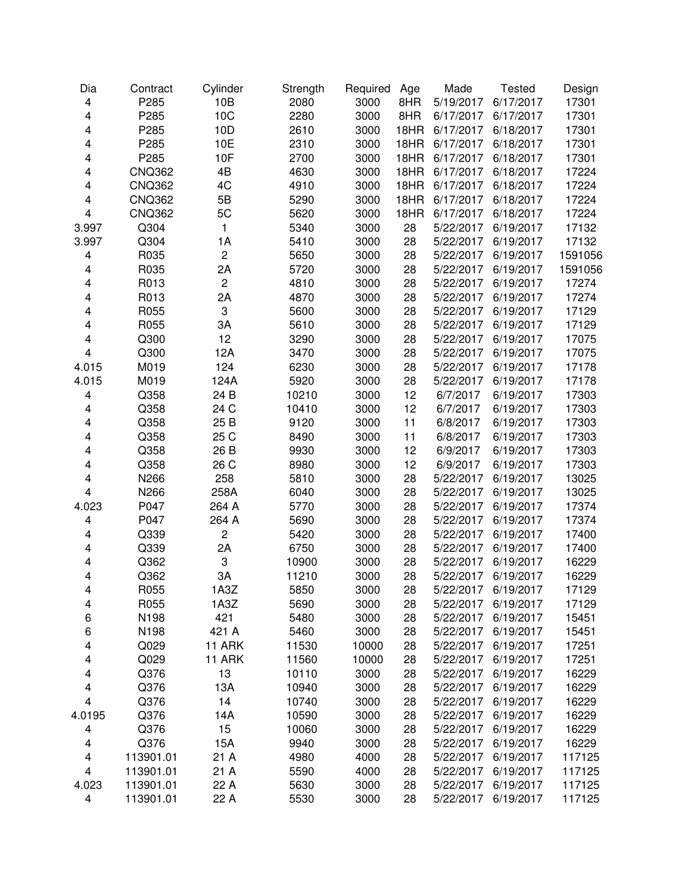| Dia | Contract | Cylinder | Strength | Required | Age | Made | Tested | Design |
|---|---|---|---|---|---|---|---|---|
| 4 | P285 | 10B | 2080 | 3000 | 8HR | 5/19/2017 | 6/17/2017 | 17301 |
| 4 | P285 | 10C | 2280 | 3000 | 8HR | 6/17/2017 | 6/17/2017 | 17301 |
| 4 | P285 | 10D | 2610 | 3000 | 18HR | 6/17/2017 | 6/18/2017 | 17301 |
| 4 | P285 | 10E | 2310 | 3000 | 18HR | 6/17/2017 | 6/18/2017 | 17301 |
| 4 | P285 | 10F | 2700 | 3000 | 18HR | 6/17/2017 | 6/18/2017 | 17301 |
| 4 | CNQ362 | 4B | 4630 | 3000 | 18HR | 6/17/2017 | 6/18/2017 | 17224 |
| 4 | CNQ362 | 4C | 4910 | 3000 | 18HR | 6/17/2017 | 6/18/2017 | 17224 |
| 4 | CNQ362 | 5B | 5290 | 3000 | 18HR | 6/17/2017 | 6/18/2017 | 17224 |
| 4 | CNQ362 | 5C | 5620 | 3000 | 18HR | 6/17/2017 | 6/18/2017 | 17224 |
| 3.997 | Q304 | 1 | 5340 | 3000 | 28 | 5/22/2017 | 6/19/2017 | 17132 |
| 3.997 | Q304 | 1A | 5410 | 3000 | 28 | 5/22/2017 | 6/19/2017 | 17132 |
| 4 | R035 | 2 | 5650 | 3000 | 28 | 5/22/2017 | 6/19/2017 | 1591056 |
| 4 | R035 | 2A | 5720 | 3000 | 28 | 5/22/2017 | 6/19/2017 | 1591056 |
| 4 | R013 | 2 | 4810 | 3000 | 28 | 5/22/2017 | 6/19/2017 | 17274 |
| 4 | R013 | 2A | 4870 | 3000 | 28 | 5/22/2017 | 6/19/2017 | 17274 |
| 4 | R055 | 3 | 5600 | 3000 | 28 | 5/22/2017 | 6/19/2017 | 17129 |
| 4 | R055 | 3A | 5610 | 3000 | 28 | 5/22/2017 | 6/19/2017 | 17129 |
| 4 | Q300 | 12 | 3290 | 3000 | 28 | 5/22/2017 | 6/19/2017 | 17075 |
| 4 | Q300 | 12A | 3470 | 3000 | 28 | 5/22/2017 | 6/19/2017 | 17075 |
| 4.015 | M019 | 124 | 6230 | 3000 | 28 | 5/22/2017 | 6/19/2017 | 17178 |
| 4.015 | M019 | 124A | 5920 | 3000 | 28 | 5/22/2017 | 6/19/2017 | 17178 |
| 4 | Q358 | 24 B | 10210 | 3000 | 12 | 6/7/2017 | 6/19/2017 | 17303 |
| 4 | Q358 | 24 C | 10410 | 3000 | 12 | 6/7/2017 | 6/19/2017 | 17303 |
| 4 | Q358 | 25 B | 9120 | 3000 | 11 | 6/8/2017 | 6/19/2017 | 17303 |
| 4 | Q358 | 25 C | 8490 | 3000 | 11 | 6/8/2017 | 6/19/2017 | 17303 |
| 4 | Q358 | 26 B | 9930 | 3000 | 12 | 6/9/2017 | 6/19/2017 | 17303 |
| 4 | Q358 | 26 C | 8980 | 3000 | 12 | 6/9/2017 | 6/19/2017 | 17303 |
| 4 | N266 | 258 | 5810 | 3000 | 28 | 5/22/2017 | 6/19/2017 | 13025 |
| 4 | N266 | 258A | 6040 | 3000 | 28 | 5/22/2017 | 6/19/2017 | 13025 |
| 4.023 | P047 | 264 A | 5770 | 3000 | 28 | 5/22/2017 | 6/19/2017 | 17374 |
| 4 | P047 | 264 A | 5690 | 3000 | 28 | 5/22/2017 | 6/19/2017 | 17374 |
| 4 | Q339 | 2 | 5420 | 3000 | 28 | 5/22/2017 | 6/19/2017 | 17400 |
| 4 | Q339 | 2A | 6750 | 3000 | 28 | 5/22/2017 | 6/19/2017 | 17400 |
| 4 | Q362 | 3 | 10900 | 3000 | 28 | 5/22/2017 | 6/19/2017 | 16229 |
| 4 | Q362 | 3A | 11210 | 3000 | 28 | 5/22/2017 | 6/19/2017 | 16229 |
| 4 | R055 | 1A3Z | 5850 | 3000 | 28 | 5/22/2017 | 6/19/2017 | 17129 |
| 4 | R055 | 1A3Z | 5690 | 3000 | 28 | 5/22/2017 | 6/19/2017 | 17129 |
| 6 | N198 | 421 | 5480 | 3000 | 28 | 5/22/2017 | 6/19/2017 | 15451 |
| 6 | N198 | 421 A | 5460 | 3000 | 28 | 5/22/2017 | 6/19/2017 | 15451 |
| 4 | Q029 | 11 ARK | 11530 | 10000 | 28 | 5/22/2017 | 6/19/2017 | 17251 |
| 4 | Q029 | 11 ARK | 11560 | 10000 | 28 | 5/22/2017 | 6/19/2017 | 17251 |
| 4 | Q376 | 13 | 10110 | 3000 | 28 | 5/22/2017 | 6/19/2017 | 16229 |
| 4 | Q376 | 13A | 10940 | 3000 | 28 | 5/22/2017 | 6/19/2017 | 16229 |
| 4 | Q376 | 14 | 10740 | 3000 | 28 | 5/22/2017 | 6/19/2017 | 16229 |
| 4.0195 | Q376 | 14A | 10590 | 3000 | 28 | 5/22/2017 | 6/19/2017 | 16229 |
| 4 | Q376 | 15 | 10060 | 3000 | 28 | 5/22/2017 | 6/19/2017 | 16229 |
| 4 | Q376 | 15A | 9940 | 3000 | 28 | 5/22/2017 | 6/19/2017 | 16229 |
| 4 | 113901.01 | 21 A | 4980 | 4000 | 28 | 5/22/2017 | 6/19/2017 | 117125 |
| 4 | 113901.01 | 21 A | 5590 | 4000 | 28 | 5/22/2017 | 6/19/2017 | 117125 |
| 4.023 | 113901.01 | 22 A | 5630 | 3000 | 28 | 5/22/2017 | 6/19/2017 | 117125 |
| 4 | 113901.01 | 22 A | 5530 | 3000 | 28 | 5/22/2017 | 6/19/2017 | 117125 |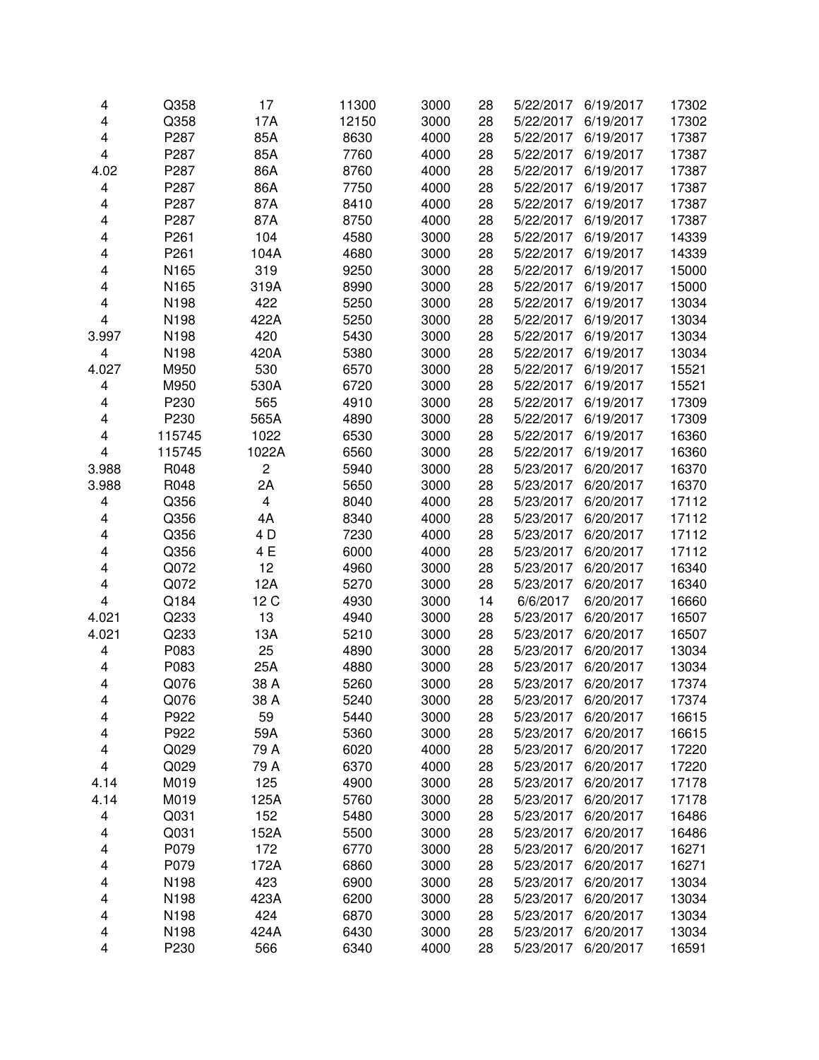| | | | | | | | | |
|---|---|---|---|---|---|---|---|---|
| 4 | Q358 | 17 | 11300 | 3000 | 28 | 5/22/2017 | 6/19/2017 | 17302 |
| 4 | Q358 | 17A | 12150 | 3000 | 28 | 5/22/2017 | 6/19/2017 | 17302 |
| 4 | P287 | 85A | 8630 | 4000 | 28 | 5/22/2017 | 6/19/2017 | 17387 |
| 4 | P287 | 85A | 7760 | 4000 | 28 | 5/22/2017 | 6/19/2017 | 17387 |
| 4.02 | P287 | 86A | 8760 | 4000 | 28 | 5/22/2017 | 6/19/2017 | 17387 |
| 4 | P287 | 86A | 7750 | 4000 | 28 | 5/22/2017 | 6/19/2017 | 17387 |
| 4 | P287 | 87A | 8410 | 4000 | 28 | 5/22/2017 | 6/19/2017 | 17387 |
| 4 | P287 | 87A | 8750 | 4000 | 28 | 5/22/2017 | 6/19/2017 | 17387 |
| 4 | P261 | 104 | 4580 | 3000 | 28 | 5/22/2017 | 6/19/2017 | 14339 |
| 4 | P261 | 104A | 4680 | 3000 | 28 | 5/22/2017 | 6/19/2017 | 14339 |
| 4 | N165 | 319 | 9250 | 3000 | 28 | 5/22/2017 | 6/19/2017 | 15000 |
| 4 | N165 | 319A | 8990 | 3000 | 28 | 5/22/2017 | 6/19/2017 | 15000 |
| 4 | N198 | 422 | 5250 | 3000 | 28 | 5/22/2017 | 6/19/2017 | 13034 |
| 4 | N198 | 422A | 5250 | 3000 | 28 | 5/22/2017 | 6/19/2017 | 13034 |
| 3.997 | N198 | 420 | 5430 | 3000 | 28 | 5/22/2017 | 6/19/2017 | 13034 |
| 4 | N198 | 420A | 5380 | 3000 | 28 | 5/22/2017 | 6/19/2017 | 13034 |
| 4.027 | M950 | 530 | 6570 | 3000 | 28 | 5/22/2017 | 6/19/2017 | 15521 |
| 4 | M950 | 530A | 6720 | 3000 | 28 | 5/22/2017 | 6/19/2017 | 15521 |
| 4 | P230 | 565 | 4910 | 3000 | 28 | 5/22/2017 | 6/19/2017 | 17309 |
| 4 | P230 | 565A | 4890 | 3000 | 28 | 5/22/2017 | 6/19/2017 | 17309 |
| 4 | 115745 | 1022 | 6530 | 3000 | 28 | 5/22/2017 | 6/19/2017 | 16360 |
| 4 | 115745 | 1022A | 6560 | 3000 | 28 | 5/22/2017 | 6/19/2017 | 16360 |
| 3.988 | R048 | 2 | 5940 | 3000 | 28 | 5/23/2017 | 6/20/2017 | 16370 |
| 3.988 | R048 | 2A | 5650 | 3000 | 28 | 5/23/2017 | 6/20/2017 | 16370 |
| 4 | Q356 | 4 | 8040 | 4000 | 28 | 5/23/2017 | 6/20/2017 | 17112 |
| 4 | Q356 | 4A | 8340 | 4000 | 28 | 5/23/2017 | 6/20/2017 | 17112 |
| 4 | Q356 | 4 D | 7230 | 4000 | 28 | 5/23/2017 | 6/20/2017 | 17112 |
| 4 | Q356 | 4 E | 6000 | 4000 | 28 | 5/23/2017 | 6/20/2017 | 17112 |
| 4 | Q072 | 12 | 4960 | 3000 | 28 | 5/23/2017 | 6/20/2017 | 16340 |
| 4 | Q072 | 12A | 5270 | 3000 | 28 | 5/23/2017 | 6/20/2017 | 16340 |
| 4 | Q184 | 12 C | 4930 | 3000 | 14 | 6/6/2017 | 6/20/2017 | 16660 |
| 4.021 | Q233 | 13 | 4940 | 3000 | 28 | 5/23/2017 | 6/20/2017 | 16507 |
| 4.021 | Q233 | 13A | 5210 | 3000 | 28 | 5/23/2017 | 6/20/2017 | 16507 |
| 4 | P083 | 25 | 4890 | 3000 | 28 | 5/23/2017 | 6/20/2017 | 13034 |
| 4 | P083 | 25A | 4880 | 3000 | 28 | 5/23/2017 | 6/20/2017 | 13034 |
| 4 | Q076 | 38 A | 5260 | 3000 | 28 | 5/23/2017 | 6/20/2017 | 17374 |
| 4 | Q076 | 38 A | 5240 | 3000 | 28 | 5/23/2017 | 6/20/2017 | 17374 |
| 4 | P922 | 59 | 5440 | 3000 | 28 | 5/23/2017 | 6/20/2017 | 16615 |
| 4 | P922 | 59A | 5360 | 3000 | 28 | 5/23/2017 | 6/20/2017 | 16615 |
| 4 | Q029 | 79 A | 6020 | 4000 | 28 | 5/23/2017 | 6/20/2017 | 17220 |
| 4 | Q029 | 79 A | 6370 | 4000 | 28 | 5/23/2017 | 6/20/2017 | 17220 |
| 4.14 | M019 | 125 | 4900 | 3000 | 28 | 5/23/2017 | 6/20/2017 | 17178 |
| 4.14 | M019 | 125A | 5760 | 3000 | 28 | 5/23/2017 | 6/20/2017 | 17178 |
| 4 | Q031 | 152 | 5480 | 3000 | 28 | 5/23/2017 | 6/20/2017 | 16486 |
| 4 | Q031 | 152A | 5500 | 3000 | 28 | 5/23/2017 | 6/20/2017 | 16486 |
| 4 | P079 | 172 | 6770 | 3000 | 28 | 5/23/2017 | 6/20/2017 | 16271 |
| 4 | P079 | 172A | 6860 | 3000 | 28 | 5/23/2017 | 6/20/2017 | 16271 |
| 4 | N198 | 423 | 6900 | 3000 | 28 | 5/23/2017 | 6/20/2017 | 13034 |
| 4 | N198 | 423A | 6200 | 3000 | 28 | 5/23/2017 | 6/20/2017 | 13034 |
| 4 | N198 | 424 | 6870 | 3000 | 28 | 5/23/2017 | 6/20/2017 | 13034 |
| 4 | N198 | 424A | 6430 | 3000 | 28 | 5/23/2017 | 6/20/2017 | 13034 |
| 4 | P230 | 566 | 6340 | 4000 | 28 | 5/23/2017 | 6/20/2017 | 16591 |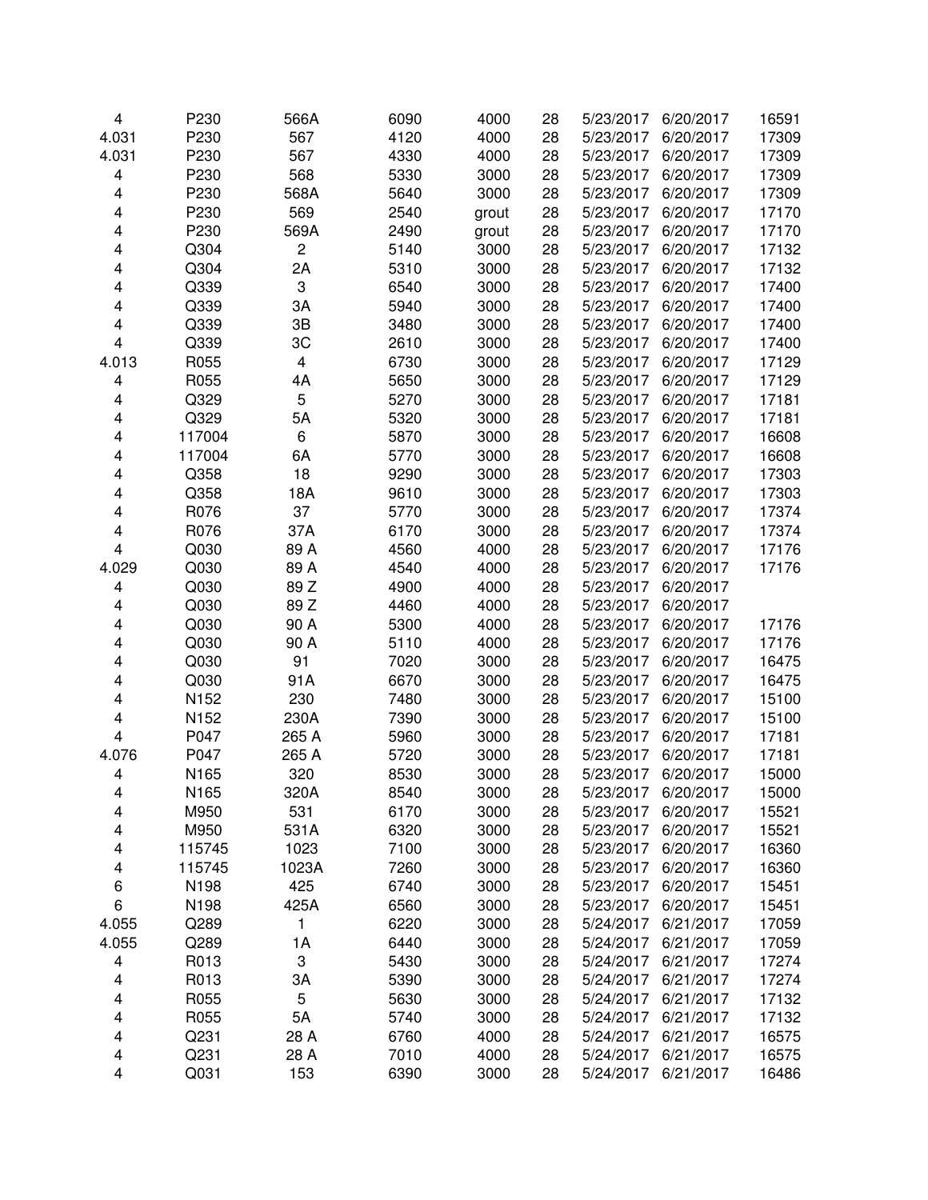| | | | | | | | | |
|---|---|---|---|---|---|---|---|---|
| 4 | P230 | 566A | 6090 | 4000 | 28 | 5/23/2017 | 6/20/2017 | 16591 |
| 4.031 | P230 | 567 | 4120 | 4000 | 28 | 5/23/2017 | 6/20/2017 | 17309 |
| 4.031 | P230 | 567 | 4330 | 4000 | 28 | 5/23/2017 | 6/20/2017 | 17309 |
| 4 | P230 | 568 | 5330 | 3000 | 28 | 5/23/2017 | 6/20/2017 | 17309 |
| 4 | P230 | 568A | 5640 | 3000 | 28 | 5/23/2017 | 6/20/2017 | 17309 |
| 4 | P230 | 569 | 2540 | grout | 28 | 5/23/2017 | 6/20/2017 | 17170 |
| 4 | P230 | 569A | 2490 | grout | 28 | 5/23/2017 | 6/20/2017 | 17170 |
| 4 | Q304 | 2 | 5140 | 3000 | 28 | 5/23/2017 | 6/20/2017 | 17132 |
| 4 | Q304 | 2A | 5310 | 3000 | 28 | 5/23/2017 | 6/20/2017 | 17132 |
| 4 | Q339 | 3 | 6540 | 3000 | 28 | 5/23/2017 | 6/20/2017 | 17400 |
| 4 | Q339 | 3A | 5940 | 3000 | 28 | 5/23/2017 | 6/20/2017 | 17400 |
| 4 | Q339 | 3B | 3480 | 3000 | 28 | 5/23/2017 | 6/20/2017 | 17400 |
| 4 | Q339 | 3C | 2610 | 3000 | 28 | 5/23/2017 | 6/20/2017 | 17400 |
| 4.013 | R055 | 4 | 6730 | 3000 | 28 | 5/23/2017 | 6/20/2017 | 17129 |
| 4 | R055 | 4A | 5650 | 3000 | 28 | 5/23/2017 | 6/20/2017 | 17129 |
| 4 | Q329 | 5 | 5270 | 3000 | 28 | 5/23/2017 | 6/20/2017 | 17181 |
| 4 | Q329 | 5A | 5320 | 3000 | 28 | 5/23/2017 | 6/20/2017 | 17181 |
| 4 | 117004 | 6 | 5870 | 3000 | 28 | 5/23/2017 | 6/20/2017 | 16608 |
| 4 | 117004 | 6A | 5770 | 3000 | 28 | 5/23/2017 | 6/20/2017 | 16608 |
| 4 | Q358 | 18 | 9290 | 3000 | 28 | 5/23/2017 | 6/20/2017 | 17303 |
| 4 | Q358 | 18A | 9610 | 3000 | 28 | 5/23/2017 | 6/20/2017 | 17303 |
| 4 | R076 | 37 | 5770 | 3000 | 28 | 5/23/2017 | 6/20/2017 | 17374 |
| 4 | R076 | 37A | 6170 | 3000 | 28 | 5/23/2017 | 6/20/2017 | 17374 |
| 4 | Q030 | 89 A | 4560 | 4000 | 28 | 5/23/2017 | 6/20/2017 | 17176 |
| 4.029 | Q030 | 89 A | 4540 | 4000 | 28 | 5/23/2017 | 6/20/2017 | 17176 |
| 4 | Q030 | 89 Z | 4900 | 4000 | 28 | 5/23/2017 | 6/20/2017 | |
| 4 | Q030 | 89 Z | 4460 | 4000 | 28 | 5/23/2017 | 6/20/2017 | |
| 4 | Q030 | 90 A | 5300 | 4000 | 28 | 5/23/2017 | 6/20/2017 | 17176 |
| 4 | Q030 | 90 A | 5110 | 4000 | 28 | 5/23/2017 | 6/20/2017 | 17176 |
| 4 | Q030 | 91 | 7020 | 3000 | 28 | 5/23/2017 | 6/20/2017 | 16475 |
| 4 | Q030 | 91A | 6670 | 3000 | 28 | 5/23/2017 | 6/20/2017 | 16475 |
| 4 | N152 | 230 | 7480 | 3000 | 28 | 5/23/2017 | 6/20/2017 | 15100 |
| 4 | N152 | 230A | 7390 | 3000 | 28 | 5/23/2017 | 6/20/2017 | 15100 |
| 4 | P047 | 265 A | 5960 | 3000 | 28 | 5/23/2017 | 6/20/2017 | 17181 |
| 4.076 | P047 | 265 A | 5720 | 3000 | 28 | 5/23/2017 | 6/20/2017 | 17181 |
| 4 | N165 | 320 | 8530 | 3000 | 28 | 5/23/2017 | 6/20/2017 | 15000 |
| 4 | N165 | 320A | 8540 | 3000 | 28 | 5/23/2017 | 6/20/2017 | 15000 |
| 4 | M950 | 531 | 6170 | 3000 | 28 | 5/23/2017 | 6/20/2017 | 15521 |
| 4 | M950 | 531A | 6320 | 3000 | 28 | 5/23/2017 | 6/20/2017 | 15521 |
| 4 | 115745 | 1023 | 7100 | 3000 | 28 | 5/23/2017 | 6/20/2017 | 16360 |
| 4 | 115745 | 1023A | 7260 | 3000 | 28 | 5/23/2017 | 6/20/2017 | 16360 |
| 6 | N198 | 425 | 6740 | 3000 | 28 | 5/23/2017 | 6/20/2017 | 15451 |
| 6 | N198 | 425A | 6560 | 3000 | 28 | 5/23/2017 | 6/20/2017 | 15451 |
| 4.055 | Q289 | 1 | 6220 | 3000 | 28 | 5/24/2017 | 6/21/2017 | 17059 |
| 4.055 | Q289 | 1A | 6440 | 3000 | 28 | 5/24/2017 | 6/21/2017 | 17059 |
| 4 | R013 | 3 | 5430 | 3000 | 28 | 5/24/2017 | 6/21/2017 | 17274 |
| 4 | R013 | 3A | 5390 | 3000 | 28 | 5/24/2017 | 6/21/2017 | 17274 |
| 4 | R055 | 5 | 5630 | 3000 | 28 | 5/24/2017 | 6/21/2017 | 17132 |
| 4 | R055 | 5A | 5740 | 3000 | 28 | 5/24/2017 | 6/21/2017 | 17132 |
| 4 | Q231 | 28 A | 6760 | 4000 | 28 | 5/24/2017 | 6/21/2017 | 16575 |
| 4 | Q231 | 28 A | 7010 | 4000 | 28 | 5/24/2017 | 6/21/2017 | 16575 |
| 4 | Q031 | 153 | 6390 | 3000 | 28 | 5/24/2017 | 6/21/2017 | 16486 |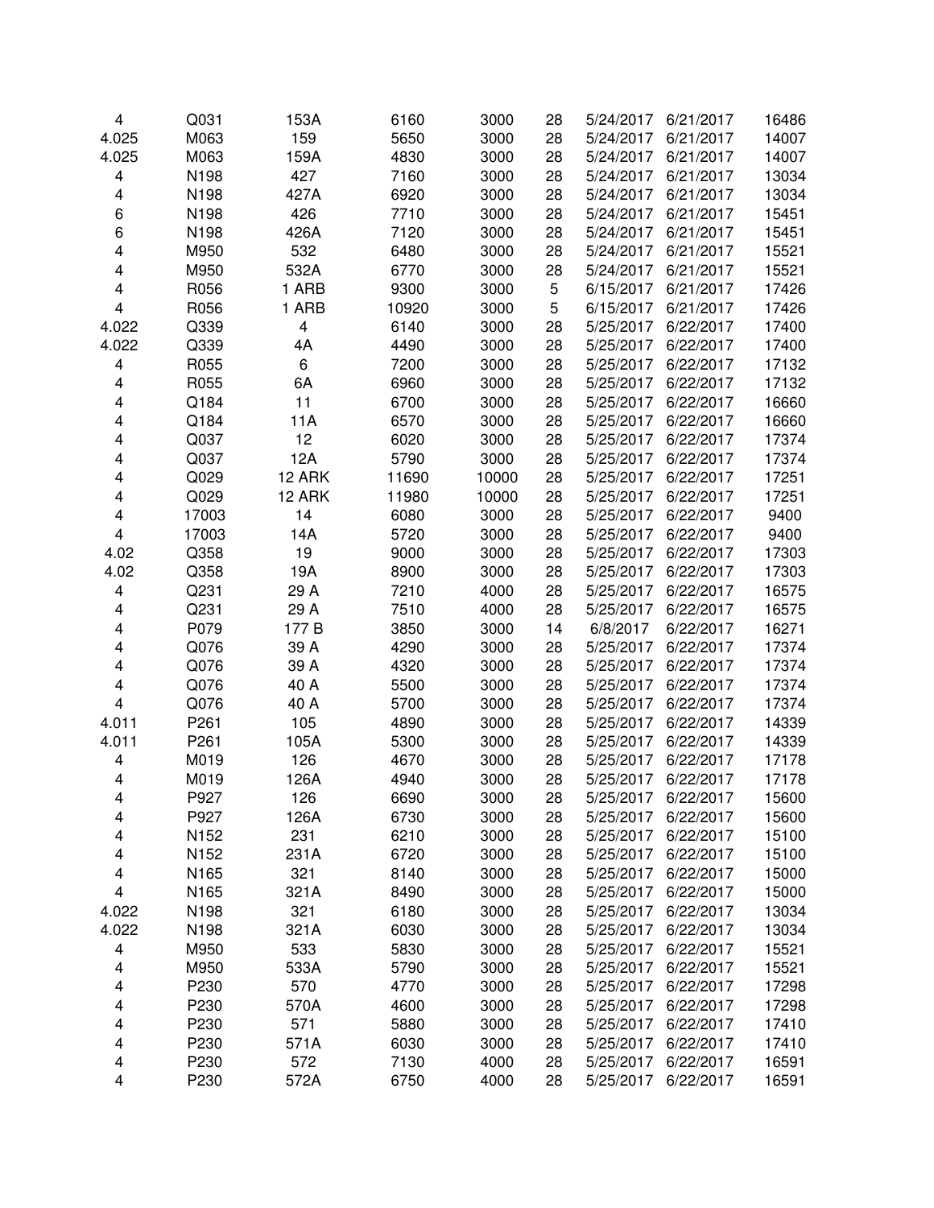| | | | | | | | | |
|---|---|---|---|---|---|---|---|---|
| 4 | Q031 | 153A | 6160 | 3000 | 28 | 5/24/2017 | 6/21/2017 | 16486 |
| 4.025 | M063 | 159 | 5650 | 3000 | 28 | 5/24/2017 | 6/21/2017 | 14007 |
| 4.025 | M063 | 159A | 4830 | 3000 | 28 | 5/24/2017 | 6/21/2017 | 14007 |
| 4 | N198 | 427 | 7160 | 3000 | 28 | 5/24/2017 | 6/21/2017 | 13034 |
| 4 | N198 | 427A | 6920 | 3000 | 28 | 5/24/2017 | 6/21/2017 | 13034 |
| 6 | N198 | 426 | 7710 | 3000 | 28 | 5/24/2017 | 6/21/2017 | 15451 |
| 6 | N198 | 426A | 7120 | 3000 | 28 | 5/24/2017 | 6/21/2017 | 15451 |
| 4 | M950 | 532 | 6480 | 3000 | 28 | 5/24/2017 | 6/21/2017 | 15521 |
| 4 | M950 | 532A | 6770 | 3000 | 28 | 5/24/2017 | 6/21/2017 | 15521 |
| 4 | R056 | 1 ARB | 9300 | 3000 | 5 | 6/15/2017 | 6/21/2017 | 17426 |
| 4 | R056 | 1 ARB | 10920 | 3000 | 5 | 6/15/2017 | 6/21/2017 | 17426 |
| 4.022 | Q339 | 4 | 6140 | 3000 | 28 | 5/25/2017 | 6/22/2017 | 17400 |
| 4.022 | Q339 | 4A | 4490 | 3000 | 28 | 5/25/2017 | 6/22/2017 | 17400 |
| 4 | R055 | 6 | 7200 | 3000 | 28 | 5/25/2017 | 6/22/2017 | 17132 |
| 4 | R055 | 6A | 6960 | 3000 | 28 | 5/25/2017 | 6/22/2017 | 17132 |
| 4 | Q184 | 11 | 6700 | 3000 | 28 | 5/25/2017 | 6/22/2017 | 16660 |
| 4 | Q184 | 11A | 6570 | 3000 | 28 | 5/25/2017 | 6/22/2017 | 16660 |
| 4 | Q037 | 12 | 6020 | 3000 | 28 | 5/25/2017 | 6/22/2017 | 17374 |
| 4 | Q037 | 12A | 5790 | 3000 | 28 | 5/25/2017 | 6/22/2017 | 17374 |
| 4 | Q029 | 12 ARK | 11690 | 10000 | 28 | 5/25/2017 | 6/22/2017 | 17251 |
| 4 | Q029 | 12 ARK | 11980 | 10000 | 28 | 5/25/2017 | 6/22/2017 | 17251 |
| 4 | 17003 | 14 | 6080 | 3000 | 28 | 5/25/2017 | 6/22/2017 | 9400 |
| 4 | 17003 | 14A | 5720 | 3000 | 28 | 5/25/2017 | 6/22/2017 | 9400 |
| 4.02 | Q358 | 19 | 9000 | 3000 | 28 | 5/25/2017 | 6/22/2017 | 17303 |
| 4.02 | Q358 | 19A | 8900 | 3000 | 28 | 5/25/2017 | 6/22/2017 | 17303 |
| 4 | Q231 | 29 A | 7210 | 4000 | 28 | 5/25/2017 | 6/22/2017 | 16575 |
| 4 | Q231 | 29 A | 7510 | 4000 | 28 | 5/25/2017 | 6/22/2017 | 16575 |
| 4 | P079 | 177 B | 3850 | 3000 | 14 | 6/8/2017 | 6/22/2017 | 16271 |
| 4 | Q076 | 39 A | 4290 | 3000 | 28 | 5/25/2017 | 6/22/2017 | 17374 |
| 4 | Q076 | 39 A | 4320 | 3000 | 28 | 5/25/2017 | 6/22/2017 | 17374 |
| 4 | Q076 | 40 A | 5500 | 3000 | 28 | 5/25/2017 | 6/22/2017 | 17374 |
| 4 | Q076 | 40 A | 5700 | 3000 | 28 | 5/25/2017 | 6/22/2017 | 17374 |
| 4.011 | P261 | 105 | 4890 | 3000 | 28 | 5/25/2017 | 6/22/2017 | 14339 |
| 4.011 | P261 | 105A | 5300 | 3000 | 28 | 5/25/2017 | 6/22/2017 | 14339 |
| 4 | M019 | 126 | 4670 | 3000 | 28 | 5/25/2017 | 6/22/2017 | 17178 |
| 4 | M019 | 126A | 4940 | 3000 | 28 | 5/25/2017 | 6/22/2017 | 17178 |
| 4 | P927 | 126 | 6690 | 3000 | 28 | 5/25/2017 | 6/22/2017 | 15600 |
| 4 | P927 | 126A | 6730 | 3000 | 28 | 5/25/2017 | 6/22/2017 | 15600 |
| 4 | N152 | 231 | 6210 | 3000 | 28 | 5/25/2017 | 6/22/2017 | 15100 |
| 4 | N152 | 231A | 6720 | 3000 | 28 | 5/25/2017 | 6/22/2017 | 15100 |
| 4 | N165 | 321 | 8140 | 3000 | 28 | 5/25/2017 | 6/22/2017 | 15000 |
| 4 | N165 | 321A | 8490 | 3000 | 28 | 5/25/2017 | 6/22/2017 | 15000 |
| 4.022 | N198 | 321 | 6180 | 3000 | 28 | 5/25/2017 | 6/22/2017 | 13034 |
| 4.022 | N198 | 321A | 6030 | 3000 | 28 | 5/25/2017 | 6/22/2017 | 13034 |
| 4 | M950 | 533 | 5830 | 3000 | 28 | 5/25/2017 | 6/22/2017 | 15521 |
| 4 | M950 | 533A | 5790 | 3000 | 28 | 5/25/2017 | 6/22/2017 | 15521 |
| 4 | P230 | 570 | 4770 | 3000 | 28 | 5/25/2017 | 6/22/2017 | 17298 |
| 4 | P230 | 570A | 4600 | 3000 | 28 | 5/25/2017 | 6/22/2017 | 17298 |
| 4 | P230 | 571 | 5880 | 3000 | 28 | 5/25/2017 | 6/22/2017 | 17410 |
| 4 | P230 | 571A | 6030 | 3000 | 28 | 5/25/2017 | 6/22/2017 | 17410 |
| 4 | P230 | 572 | 7130 | 4000 | 28 | 5/25/2017 | 6/22/2017 | 16591 |
| 4 | P230 | 572A | 6750 | 4000 | 28 | 5/25/2017 | 6/22/2017 | 16591 |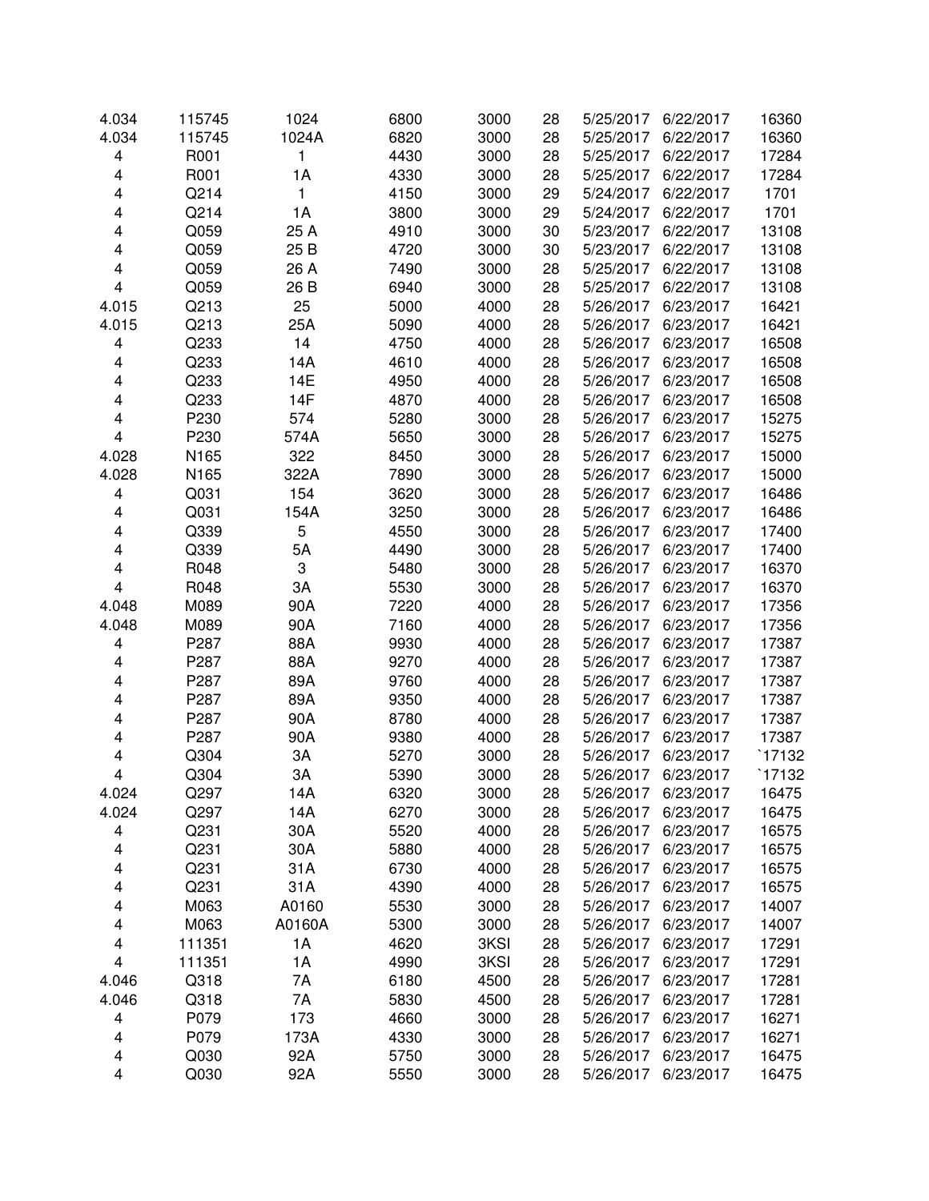| | | | | | | | | |
|---|---|---|---|---|---|---|---|---|
| 4.034 | 115745 | 1024 | 6800 | 3000 | 28 | 5/25/2017 | 6/22/2017 | 16360 |
| 4.034 | 115745 | 1024A | 6820 | 3000 | 28 | 5/25/2017 | 6/22/2017 | 16360 |
| 4 | R001 | 1 | 4430 | 3000 | 28 | 5/25/2017 | 6/22/2017 | 17284 |
| 4 | R001 | 1A | 4330 | 3000 | 28 | 5/25/2017 | 6/22/2017 | 17284 |
| 4 | Q214 | 1 | 4150 | 3000 | 29 | 5/24/2017 | 6/22/2017 | 1701 |
| 4 | Q214 | 1A | 3800 | 3000 | 29 | 5/24/2017 | 6/22/2017 | 1701 |
| 4 | Q059 | 25 A | 4910 | 3000 | 30 | 5/23/2017 | 6/22/2017 | 13108 |
| 4 | Q059 | 25 B | 4720 | 3000 | 30 | 5/23/2017 | 6/22/2017 | 13108 |
| 4 | Q059 | 26 A | 7490 | 3000 | 28 | 5/25/2017 | 6/22/2017 | 13108 |
| 4 | Q059 | 26 B | 6940 | 3000 | 28 | 5/25/2017 | 6/22/2017 | 13108 |
| 4.015 | Q213 | 25 | 5000 | 4000 | 28 | 5/26/2017 | 6/23/2017 | 16421 |
| 4.015 | Q213 | 25A | 5090 | 4000 | 28 | 5/26/2017 | 6/23/2017 | 16421 |
| 4 | Q233 | 14 | 4750 | 4000 | 28 | 5/26/2017 | 6/23/2017 | 16508 |
| 4 | Q233 | 14A | 4610 | 4000 | 28 | 5/26/2017 | 6/23/2017 | 16508 |
| 4 | Q233 | 14E | 4950 | 4000 | 28 | 5/26/2017 | 6/23/2017 | 16508 |
| 4 | Q233 | 14F | 4870 | 4000 | 28 | 5/26/2017 | 6/23/2017 | 16508 |
| 4 | P230 | 574 | 5280 | 3000 | 28 | 5/26/2017 | 6/23/2017 | 15275 |
| 4 | P230 | 574A | 5650 | 3000 | 28 | 5/26/2017 | 6/23/2017 | 15275 |
| 4.028 | N165 | 322 | 8450 | 3000 | 28 | 5/26/2017 | 6/23/2017 | 15000 |
| 4.028 | N165 | 322A | 7890 | 3000 | 28 | 5/26/2017 | 6/23/2017 | 15000 |
| 4 | Q031 | 154 | 3620 | 3000 | 28 | 5/26/2017 | 6/23/2017 | 16486 |
| 4 | Q031 | 154A | 3250 | 3000 | 28 | 5/26/2017 | 6/23/2017 | 16486 |
| 4 | Q339 | 5 | 4550 | 3000 | 28 | 5/26/2017 | 6/23/2017 | 17400 |
| 4 | Q339 | 5A | 4490 | 3000 | 28 | 5/26/2017 | 6/23/2017 | 17400 |
| 4 | R048 | 3 | 5480 | 3000 | 28 | 5/26/2017 | 6/23/2017 | 16370 |
| 4 | R048 | 3A | 5530 | 3000 | 28 | 5/26/2017 | 6/23/2017 | 16370 |
| 4.048 | M089 | 90A | 7220 | 4000 | 28 | 5/26/2017 | 6/23/2017 | 17356 |
| 4.048 | M089 | 90A | 7160 | 4000 | 28 | 5/26/2017 | 6/23/2017 | 17356 |
| 4 | P287 | 88A | 9930 | 4000 | 28 | 5/26/2017 | 6/23/2017 | 17387 |
| 4 | P287 | 88A | 9270 | 4000 | 28 | 5/26/2017 | 6/23/2017 | 17387 |
| 4 | P287 | 89A | 9760 | 4000 | 28 | 5/26/2017 | 6/23/2017 | 17387 |
| 4 | P287 | 89A | 9350 | 4000 | 28 | 5/26/2017 | 6/23/2017 | 17387 |
| 4 | P287 | 90A | 8780 | 4000 | 28 | 5/26/2017 | 6/23/2017 | 17387 |
| 4 | P287 | 90A | 9380 | 4000 | 28 | 5/26/2017 | 6/23/2017 | 17387 |
| 4 | Q304 | 3A | 5270 | 3000 | 28 | 5/26/2017 | 6/23/2017 | `17132 |
| 4 | Q304 | 3A | 5390 | 3000 | 28 | 5/26/2017 | 6/23/2017 | `17132 |
| 4.024 | Q297 | 14A | 6320 | 3000 | 28 | 5/26/2017 | 6/23/2017 | 16475 |
| 4.024 | Q297 | 14A | 6270 | 3000 | 28 | 5/26/2017 | 6/23/2017 | 16475 |
| 4 | Q231 | 30A | 5520 | 4000 | 28 | 5/26/2017 | 6/23/2017 | 16575 |
| 4 | Q231 | 30A | 5880 | 4000 | 28 | 5/26/2017 | 6/23/2017 | 16575 |
| 4 | Q231 | 31A | 6730 | 4000 | 28 | 5/26/2017 | 6/23/2017 | 16575 |
| 4 | Q231 | 31A | 4390 | 4000 | 28 | 5/26/2017 | 6/23/2017 | 16575 |
| 4 | M063 | A0160 | 5530 | 3000 | 28 | 5/26/2017 | 6/23/2017 | 14007 |
| 4 | M063 | A0160A | 5300 | 3000 | 28 | 5/26/2017 | 6/23/2017 | 14007 |
| 4 | 111351 | 1A | 4620 | 3KSI | 28 | 5/26/2017 | 6/23/2017 | 17291 |
| 4 | 111351 | 1A | 4990 | 3KSI | 28 | 5/26/2017 | 6/23/2017 | 17291 |
| 4.046 | Q318 | 7A | 6180 | 4500 | 28 | 5/26/2017 | 6/23/2017 | 17281 |
| 4.046 | Q318 | 7A | 5830 | 4500 | 28 | 5/26/2017 | 6/23/2017 | 17281 |
| 4 | P079 | 173 | 4660 | 3000 | 28 | 5/26/2017 | 6/23/2017 | 16271 |
| 4 | P079 | 173A | 4330 | 3000 | 28 | 5/26/2017 | 6/23/2017 | 16271 |
| 4 | Q030 | 92A | 5750 | 3000 | 28 | 5/26/2017 | 6/23/2017 | 16475 |
| 4 | Q030 | 92A | 5550 | 3000 | 28 | 5/26/2017 | 6/23/2017 | 16475 |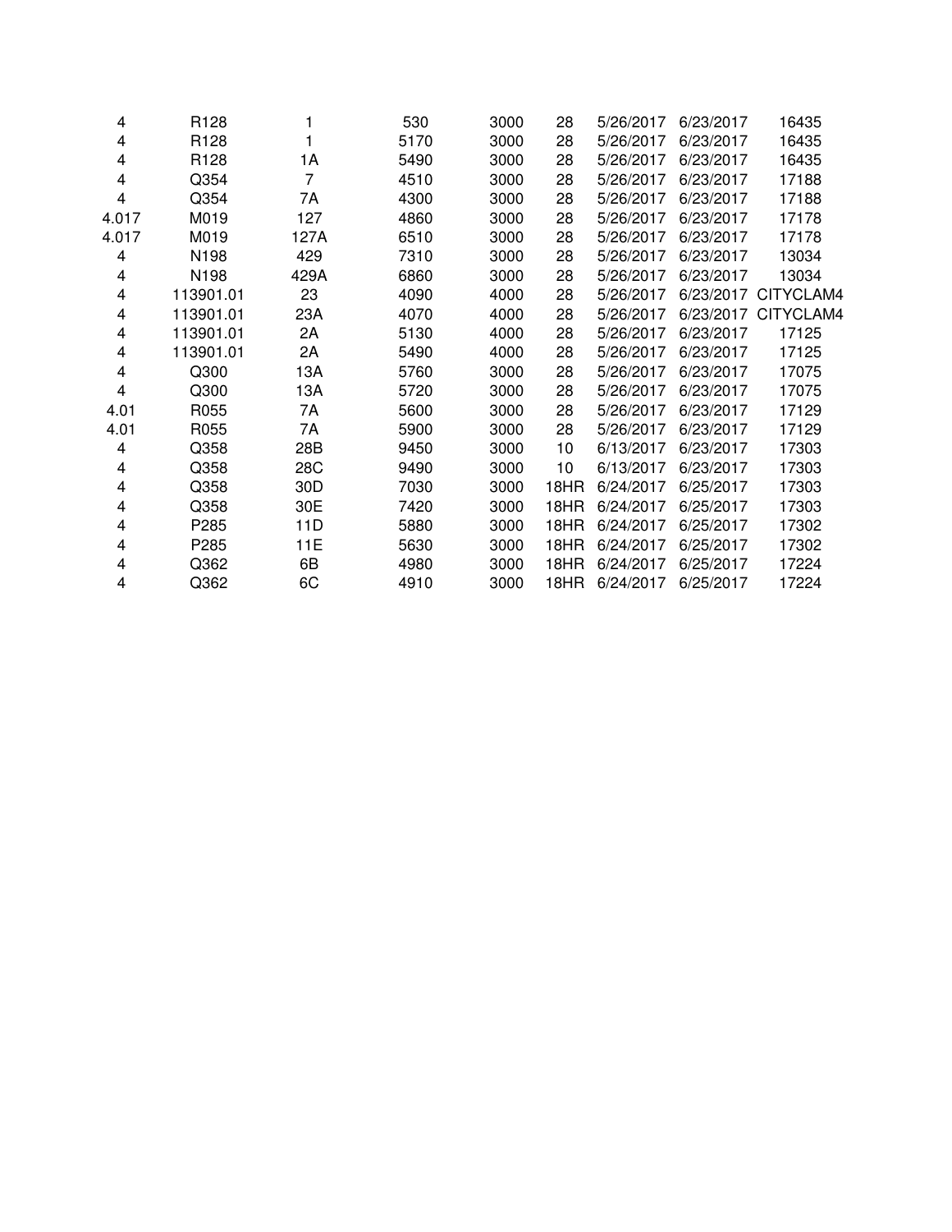| | | | | | | | | |
|---|---|---|---|---|---|---|---|---|
| 4 | R128 | 1 | 530 | 3000 | 28 | 5/26/2017 | 6/23/2017 | 16435 |
| 4 | R128 | 1 | 5170 | 3000 | 28 | 5/26/2017 | 6/23/2017 | 16435 |
| 4 | R128 | 1A | 5490 | 3000 | 28 | 5/26/2017 | 6/23/2017 | 16435 |
| 4 | Q354 | 7 | 4510 | 3000 | 28 | 5/26/2017 | 6/23/2017 | 17188 |
| 4 | Q354 | 7A | 4300 | 3000 | 28 | 5/26/2017 | 6/23/2017 | 17188 |
| 4.017 | M019 | 127 | 4860 | 3000 | 28 | 5/26/2017 | 6/23/2017 | 17178 |
| 4.017 | M019 | 127A | 6510 | 3000 | 28 | 5/26/2017 | 6/23/2017 | 17178 |
| 4 | N198 | 429 | 7310 | 3000 | 28 | 5/26/2017 | 6/23/2017 | 13034 |
| 4 | N198 | 429A | 6860 | 3000 | 28 | 5/26/2017 | 6/23/2017 | 13034 |
| 4 | 113901.01 | 23 | 4090 | 4000 | 28 | 5/26/2017 | 6/23/2017 | CITYCLAM4 |
| 4 | 113901.01 | 23A | 4070 | 4000 | 28 | 5/26/2017 | 6/23/2017 | CITYCLAM4 |
| 4 | 113901.01 | 2A | 5130 | 4000 | 28 | 5/26/2017 | 6/23/2017 | 17125 |
| 4 | 113901.01 | 2A | 5490 | 4000 | 28 | 5/26/2017 | 6/23/2017 | 17125 |
| 4 | Q300 | 13A | 5760 | 3000 | 28 | 5/26/2017 | 6/23/2017 | 17075 |
| 4 | Q300 | 13A | 5720 | 3000 | 28 | 5/26/2017 | 6/23/2017 | 17075 |
| 4.01 | R055 | 7A | 5600 | 3000 | 28 | 5/26/2017 | 6/23/2017 | 17129 |
| 4.01 | R055 | 7A | 5900 | 3000 | 28 | 5/26/2017 | 6/23/2017 | 17129 |
| 4 | Q358 | 28B | 9450 | 3000 | 10 | 6/13/2017 | 6/23/2017 | 17303 |
| 4 | Q358 | 28C | 9490 | 3000 | 10 | 6/13/2017 | 6/23/2017 | 17303 |
| 4 | Q358 | 30D | 7030 | 3000 | 18HR | 6/24/2017 | 6/25/2017 | 17303 |
| 4 | Q358 | 30E | 7420 | 3000 | 18HR | 6/24/2017 | 6/25/2017 | 17303 |
| 4 | P285 | 11D | 5880 | 3000 | 18HR | 6/24/2017 | 6/25/2017 | 17302 |
| 4 | P285 | 11E | 5630 | 3000 | 18HR | 6/24/2017 | 6/25/2017 | 17302 |
| 4 | Q362 | 6B | 4980 | 3000 | 18HR | 6/24/2017 | 6/25/2017 | 17224 |
| 4 | Q362 | 6C | 4910 | 3000 | 18HR | 6/24/2017 | 6/25/2017 | 17224 |